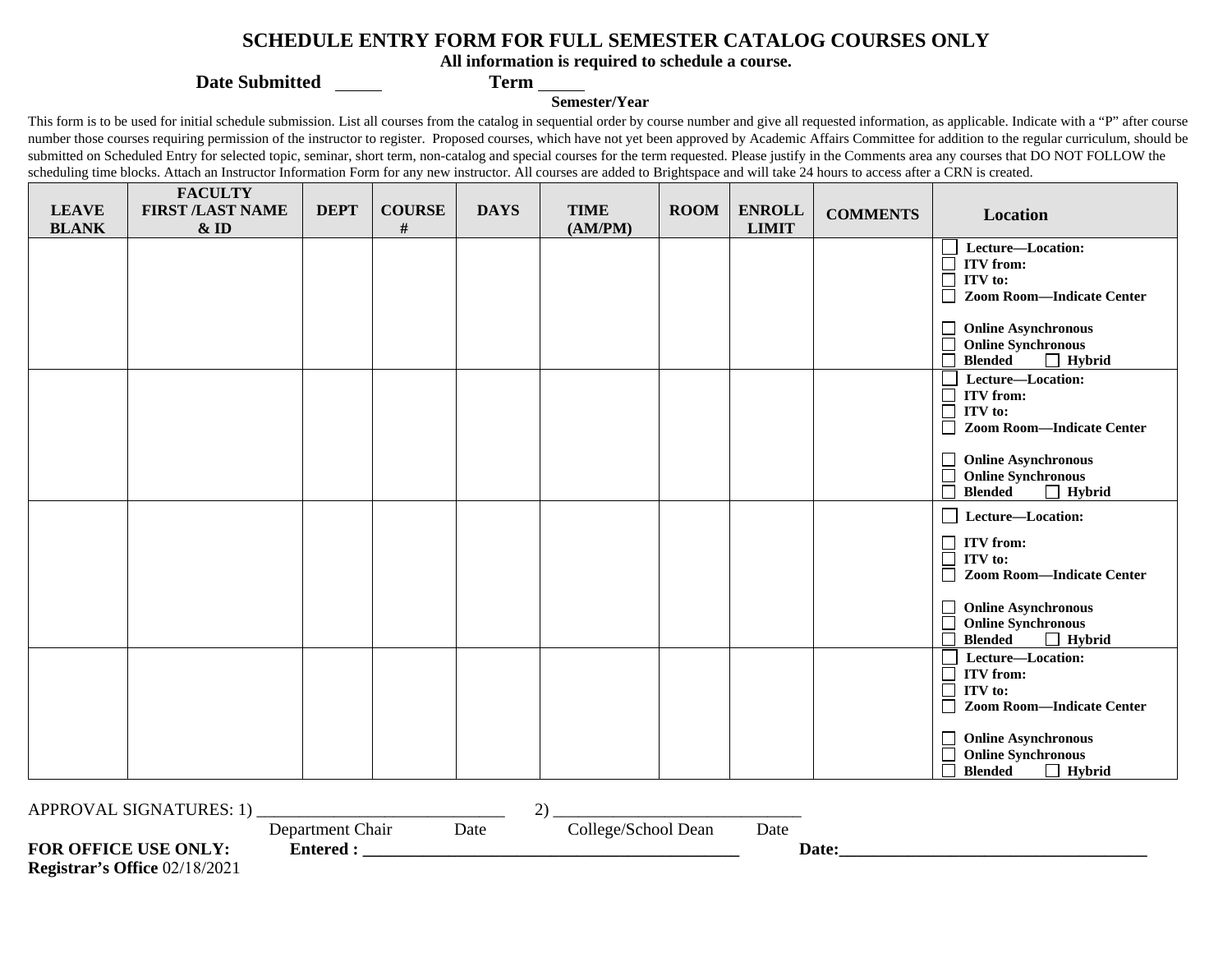# SCHEDULE ENTRY FORM FOR FULL SEMESTER CATALOG COURSES ONLY

**All information is required to schedule a course.**

**Date Submitted** _____ **Term** _____
**Semester/Year**

This form is to be used for initial schedule submission. List all courses from the catalog in sequential order by course number and give all requested information, as applicable. Indicate with a "P" after course number those courses requiring permission of the instructor to register. Proposed courses, which have not yet been approved by Academic Affairs Committee for addition to the regular curriculum, should be submitted on Scheduled Entry for selected topic, seminar, short term, non-catalog and special courses for the term requested. Please justify in the Comments area any courses that DO NOT FOLLOW the scheduling time blocks. Attach an Instructor Information Form for any new instructor. All courses are added to Brightspace and will take 24 hours to access after a CRN is created.

| LEAVE BLANK | FACULTY FIRST /LAST NAME & ID | DEPT | COURSE # | DAYS | TIME (AM/PM) | ROOM | ENROLL LIMIT | COMMENTS | Location |
|---|---|---|---|---|---|---|---|---|---|
| | | | | | | | | | ☐ Lecture—Location:<br>☐ ITV from:<br>☐ ITV to:<br>☐ Zoom Room—Indicate Center<br><br>☐ Online Asynchronous<br>☐ Online Synchronous<br>☐ Blended ☐ Hybrid |
| | | | | | | | | | ☐ Lecture—Location:<br>☐ ITV from:<br>☐ ITV to:<br>☐ Zoom Room—Indicate Center<br><br>☐ Online Asynchronous<br>☐ Online Synchronous<br>☐ Blended ☐ Hybrid |
| | | | | | | | | | ☐ Lecture—Location:<br><br>☐ ITV from:<br>☐ ITV to:<br>☐ Zoom Room—Indicate Center<br><br>☐ Online Asynchronous<br>☐ Online Synchronous<br>☐ Blended ☐ Hybrid |
| | | | | | | | | | ☐ Lecture—Location:<br>☐ ITV from:<br>☐ ITV to:<br>☐ Zoom Room—Indicate Center<br><br>☐ Online Asynchronous<br>☐ Online Synchronous<br>☐ Blended ☐ Hybrid |

APPROVAL SIGNATURES: 1) ______________________________ 2) ______________________________
Department Chair Date College/School Dean Date

**FOR OFFICE USE ONLY:** **Entered : ______________________________________________** **Date:______________________________________**

**Registrar's Office** 02/18/2021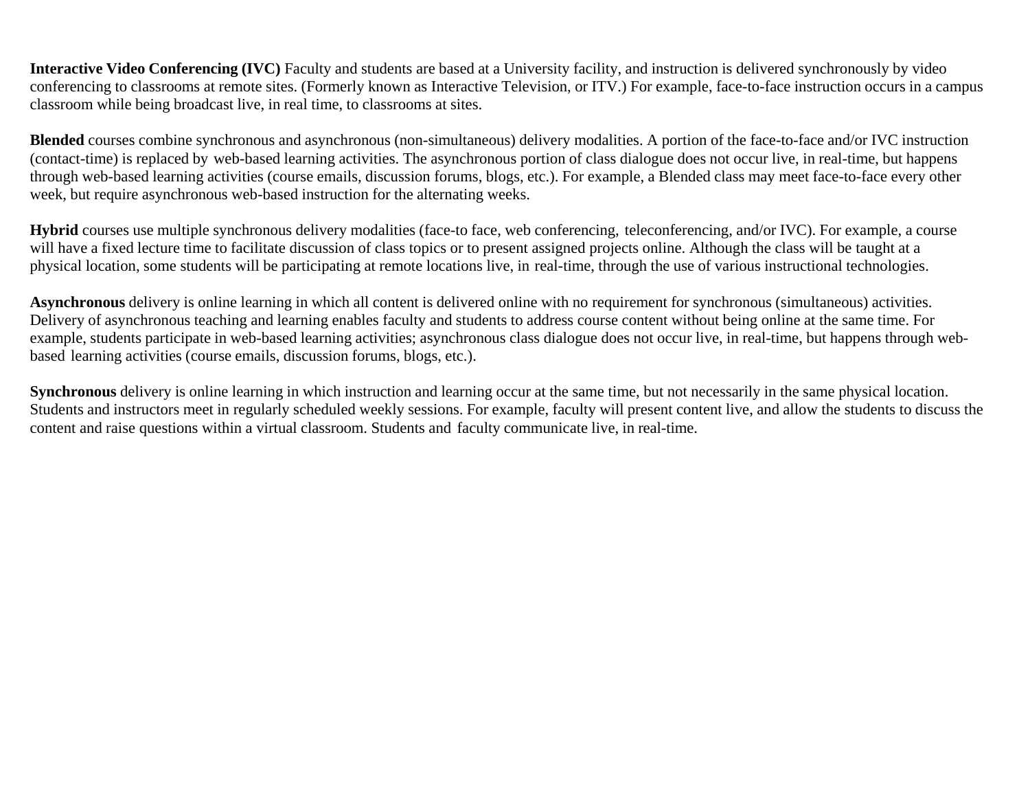**Interactive Video Conferencing (IVC)** Faculty and students are based at a University facility, and instruction is delivered synchronously by video conferencing to classrooms at remote sites. (Formerly known as Interactive Television, or ITV.) For example, face-to-face instruction occurs in a campus classroom while being broadcast live, in real time, to classrooms at sites.

**Blended** courses combine synchronous and asynchronous (non-simultaneous) delivery modalities. A portion of the face-to-face and/or IVC instruction (contact-time) is replaced by web-based learning activities. The asynchronous portion of class dialogue does not occur live, in real-time, but happens through web-based learning activities (course emails, discussion forums, blogs, etc.). For example, a Blended class may meet face-to-face every other week, but require asynchronous web-based instruction for the alternating weeks.

**Hybrid** courses use multiple synchronous delivery modalities (face-to face, web conferencing, teleconferencing, and/or IVC). For example, a course will have a fixed lecture time to facilitate discussion of class topics or to present assigned projects online. Although the class will be taught at a physical location, some students will be participating at remote locations live, in real-time, through the use of various instructional technologies.

**Asynchronous** delivery is online learning in which all content is delivered online with no requirement for synchronous (simultaneous) activities. Delivery of asynchronous teaching and learning enables faculty and students to address course content without being online at the same time. For example, students participate in web-based learning activities; asynchronous class dialogue does not occur live, in real-time, but happens through web-based learning activities (course emails, discussion forums, blogs, etc.).

**Synchronous** delivery is online learning in which instruction and learning occur at the same time, but not necessarily in the same physical location. Students and instructors meet in regularly scheduled weekly sessions. For example, faculty will present content live, and allow the students to discuss the content and raise questions within a virtual classroom. Students and faculty communicate live, in real-time.